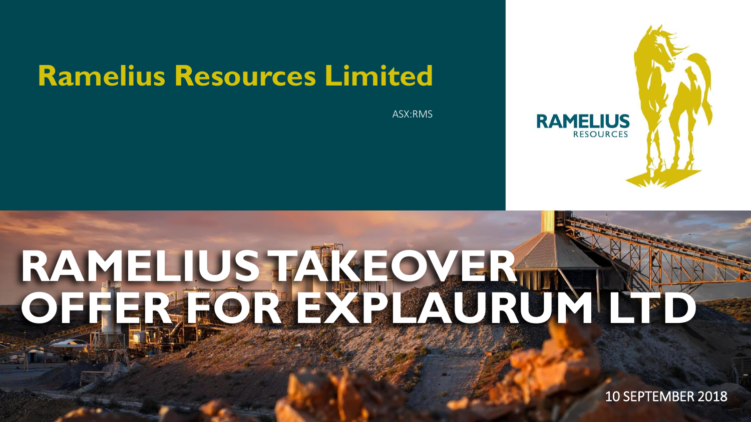# Ramelius Resources Limited

ASX:RMS

RAMELIUS RESOURCES

# RAMELIUS TAKEOVER OFFER FOR EXPLAURUM LTD

10 SEPTEMBER 2018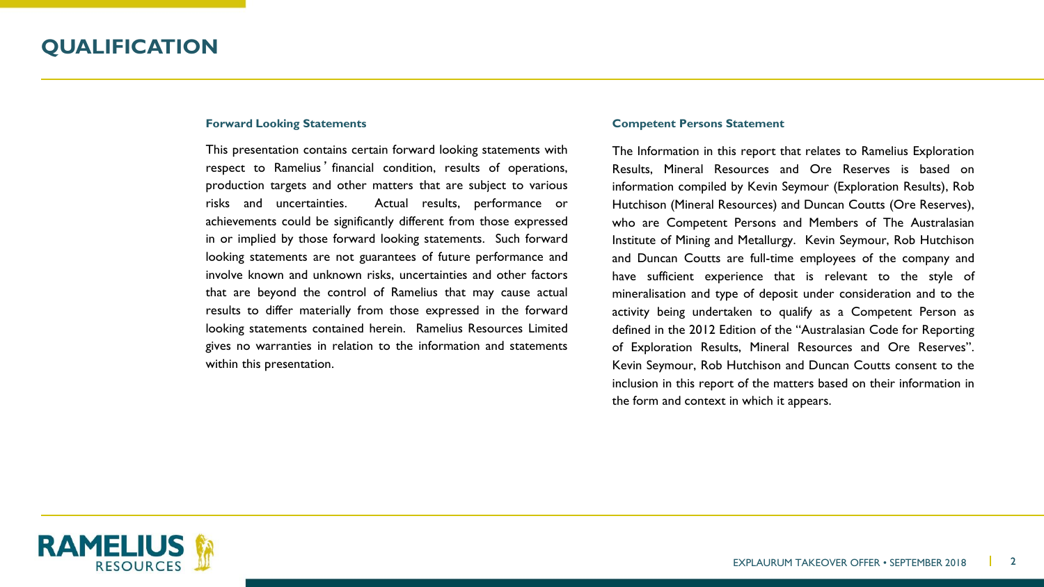# QUALIFICATION

### Forward Looking Statements

This presentation contains certain forward looking statements with respect to Ramelius' financial condition, results of operations, production targets and other matters that are subject to various risks and uncertainties. Actual results, performance or achievements could be significantly different from those expressed in or implied by those forward looking statements. Such forward looking statements are not guarantees of future performance and involve known and unknown risks, uncertainties and other factors that are beyond the control of Ramelius that may cause actual results to differ materially from those expressed in the forward looking statements contained herein. Ramelius Resources Limited gives no warranties in relation to the information and statements within this presentation.

### Competent Persons Statement

The Information in this report that relates to Ramelius Exploration Results, Mineral Resources and Ore Reserves is based on information compiled by Kevin Seymour (Exploration Results), Rob Hutchison (Mineral Resources) and Duncan Coutts (Ore Reserves), who are Competent Persons and Members of The Australasian Institute of Mining and Metallurgy. Kevin Seymour, Rob Hutchison and Duncan Coutts are full-time employees of the company and have sufficient experience that is relevant to the style of mineralisation and type of deposit under consideration and to the activity being undertaken to qualify as a Competent Person as defined in the 2012 Edition of the "Australasian Code for Reporting of Exploration Results, Mineral Resources and Ore Reserves". Kevin Seymour, Rob Hutchison and Duncan Coutts consent to the inclusion in this report of the matters based on their information in the form and context in which it appears.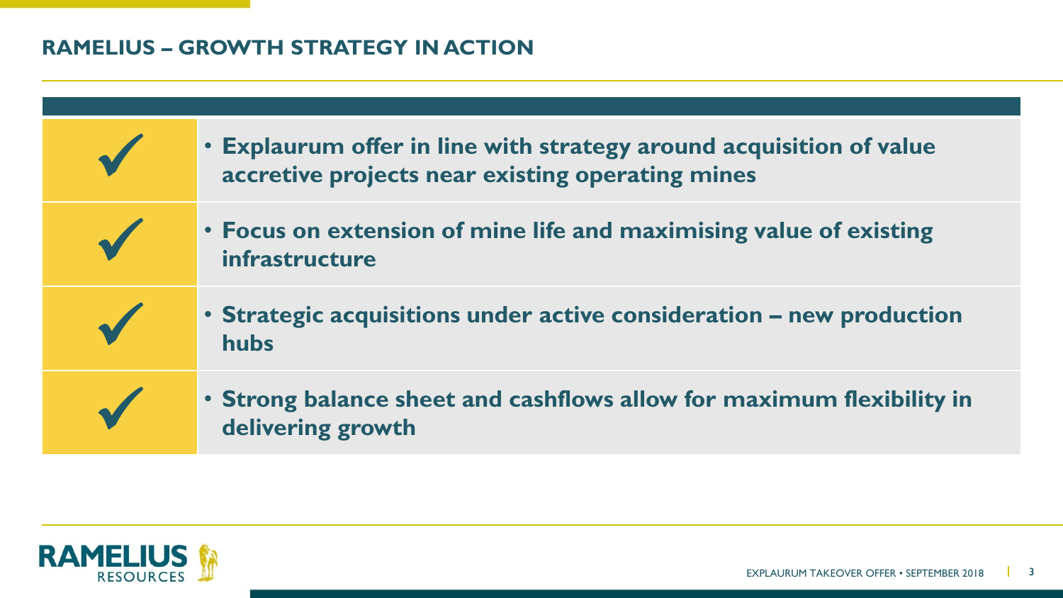## RAMELIUS – GROWTH STRATEGY IN ACTION

- ✓ **Explaurum offer in line with strategy around acquisition of value accretive projects near existing operating mines**
- ✓ **Focus on extension of mine life and maximising value of existing infrastructure**
- ✓ **Strategic acquisitions under active consideration – new production hubs**
- ✓ **Strong balance sheet and cashflows allow for maximum flexibility in delivering growth**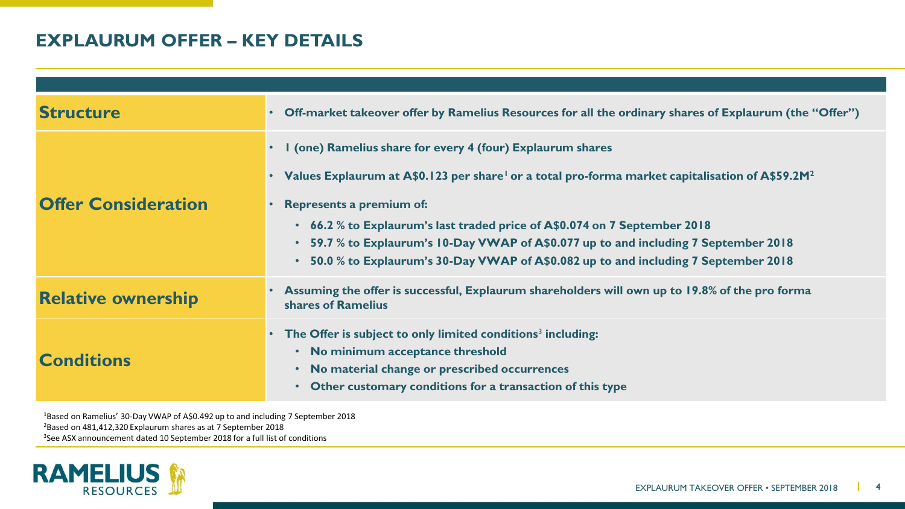# EXPLAURUM OFFER – KEY DETAILS

| | |
|---|---|
| **Structure** | • **Off-market takeover offer by Ramelius Resources for all the ordinary shares of Explaurum (the "Offer")** |
| **Offer Consideration** | • **1 (one) Ramelius share for every 4 (four) Explaurum shares**<br>• **Values Explaurum at A$0.123 per share[1] or a total pro-forma market capitalisation of A$59.2M[2]**<br>• **Represents a premium of:**<br>&nbsp;&nbsp;• **66.2 % to Explaurum's last traded price of A$0.074 on 7 September 2018**<br>&nbsp;&nbsp;• **59.7 % to Explaurum's 10-Day VWAP of A$0.077 up to and including 7 September 2018**<br>&nbsp;&nbsp;• **50.0 % to Explaurum's 30-Day VWAP of A$0.082 up to and including 7 September 2018** |
| **Relative ownership** | • **Assuming the offer is successful, Explaurum shareholders will own up to 19.8% of the pro forma shares of Ramelius** |
| **Conditions** | • **The Offer is subject to only limited conditions[3] including:**<br>&nbsp;&nbsp;• **No minimum acceptance threshold**<br>&nbsp;&nbsp;• **No material change or prescribed occurrences**<br>&nbsp;&nbsp;• **Other customary conditions for a transaction of this type** |

[1]Based on Ramelius' 30-Day VWAP of A$0.492 up to and including 7 September 2018
[2]Based on 481,412,320 Explaurum shares as at 7 September 2018
[3]See ASX announcement dated 10 September 2018 for a full list of conditions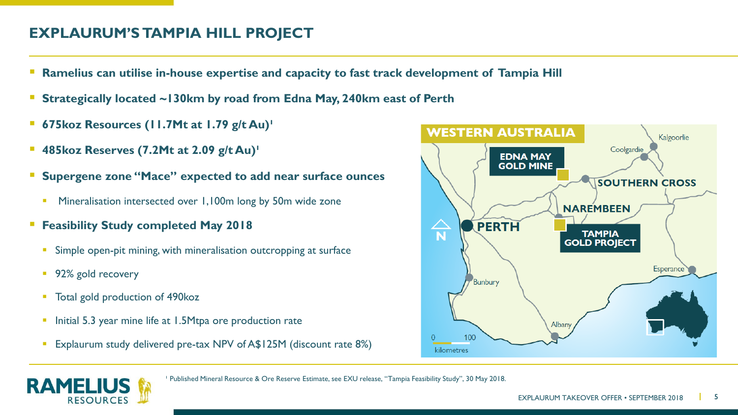## EXPLAURUM'S TAMPIA HILL PROJECT

- **Ramelius can utilise in-house expertise and capacity to fast track development of Tampia Hill**
- **Strategically located ~130km by road from Edna May, 240km east of Perth**
- **675koz Resources (11.7Mt at 1.79 g/t Au)[1]**
- **485koz Reserves (7.2Mt at 2.09 g/t Au)[1]**
- **Supergene zone "Mace" expected to add near surface ounces**
  - Mineralisation intersected over 1,100m long by 50m wide zone
- **Feasibility Study completed May 2018**
  - Simple open-pit mining, with mineralisation outcropping at surface
  - 92% gold recovery
  - Total gold production of 490koz
  - Initial 5.3 year mine life at 1.5Mtpa ore production rate
  - Explaurum study delivered pre-tax NPV of A$125M (discount rate 8%)

WESTERN AUSTRALIA

EDNA MAY GOLD MINE · SOUTHERN CROSS · NAREMBEEN · PERTH · TAMPIA GOLD PROJECT · Kalgoorlie · Coolgardie · Esperance · Bunbury · Albany

0 100 kilometres

[1] Published Mineral Resource & Ore Reserve Estimate, see EXU release, "Tampia Feasibility Study", 30 May 2018.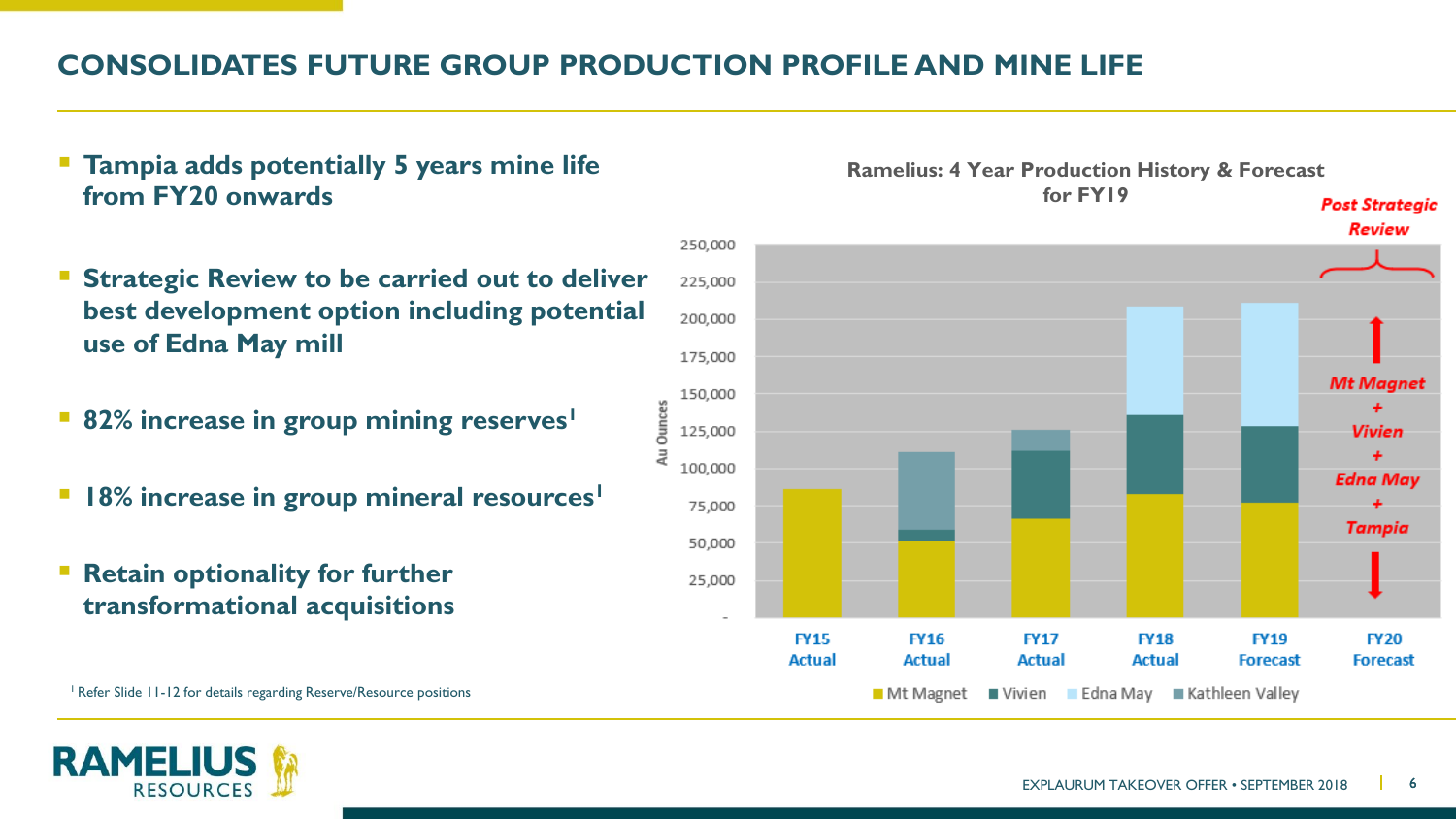# CONSOLIDATES FUTURE GROUP PRODUCTION PROFILE AND MINE LIFE

- **Tampia adds potentially 5 years mine life from FY20 onwards**
- **Strategic Review to be carried out to deliver best development option including potential use of Edna May mill**
- **82% increase in group mining reserves[1]**
- **18% increase in group mineral resources[1]**
- **Retain optionality for further transformational acquisitions**

**Ramelius: 4 Year Production History & Forecast for FY19**

*Post Strategic Review*

*Mt Magnet + Vivien + Edna May + Tampia*

Au Ounces: 250,000; 225,000; 200,000; 175,000; 150,000; 125,000; 100,000; 75,000; 50,000; 25,000; -

FY15 Actual; FY16 Actual; FY17 Actual; FY18 Actual; FY19 Forecast; FY20 Forecast

Mt Magnet; Vivien; Edna May; Kathleen Valley

[1] Refer Slide 11-12 for details regarding Reserve/Resource positions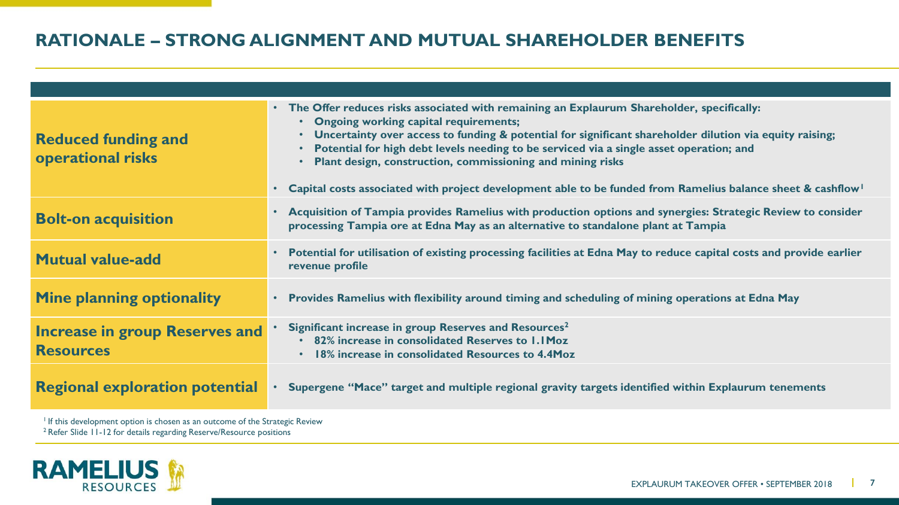# RATIONALE – STRONG ALIGNMENT AND MUTUAL SHAREHOLDER BENEFITS

| | |
|---|---|
| **Reduced funding and operational risks** | • **The Offer reduces risks associated with remaining an Explaurum Shareholder, specifically:**<br>  • **Ongoing working capital requirements;**<br>  • **Uncertainty over access to funding & potential for significant shareholder dilution via equity raising;**<br>  • **Potential for high debt levels needing to be serviced via a single asset operation; and**<br>  • **Plant design, construction, commissioning and mining risks**<br>• **Capital costs associated with project development able to be funded from Ramelius balance sheet & cashflow[1]** |
| **Bolt-on acquisition** | • **Acquisition of Tampia provides Ramelius with production options and synergies: Strategic Review to consider processing Tampia ore at Edna May as an alternative to standalone plant at Tampia** |
| **Mutual value-add** | • **Potential for utilisation of existing processing facilities at Edna May to reduce capital costs and provide earlier revenue profile** |
| **Mine planning optionality** | • **Provides Ramelius with flexibility around timing and scheduling of mining operations at Edna May** |
| **Increase in group Reserves and Resources** | • **Significant increase in group Reserves and Resources[2]**<br>  • **82% increase in consolidated Reserves to 1.1Moz**<br>  • **18% increase in consolidated Resources to 4.4Moz** |
| **Regional exploration potential** | • **Supergene "Mace" target and multiple regional gravity targets identified within Explaurum tenements** |

[1] If this development option is chosen as an outcome of the Strategic Review
[2] Refer Slide 11-12 for details regarding Reserve/Resource positions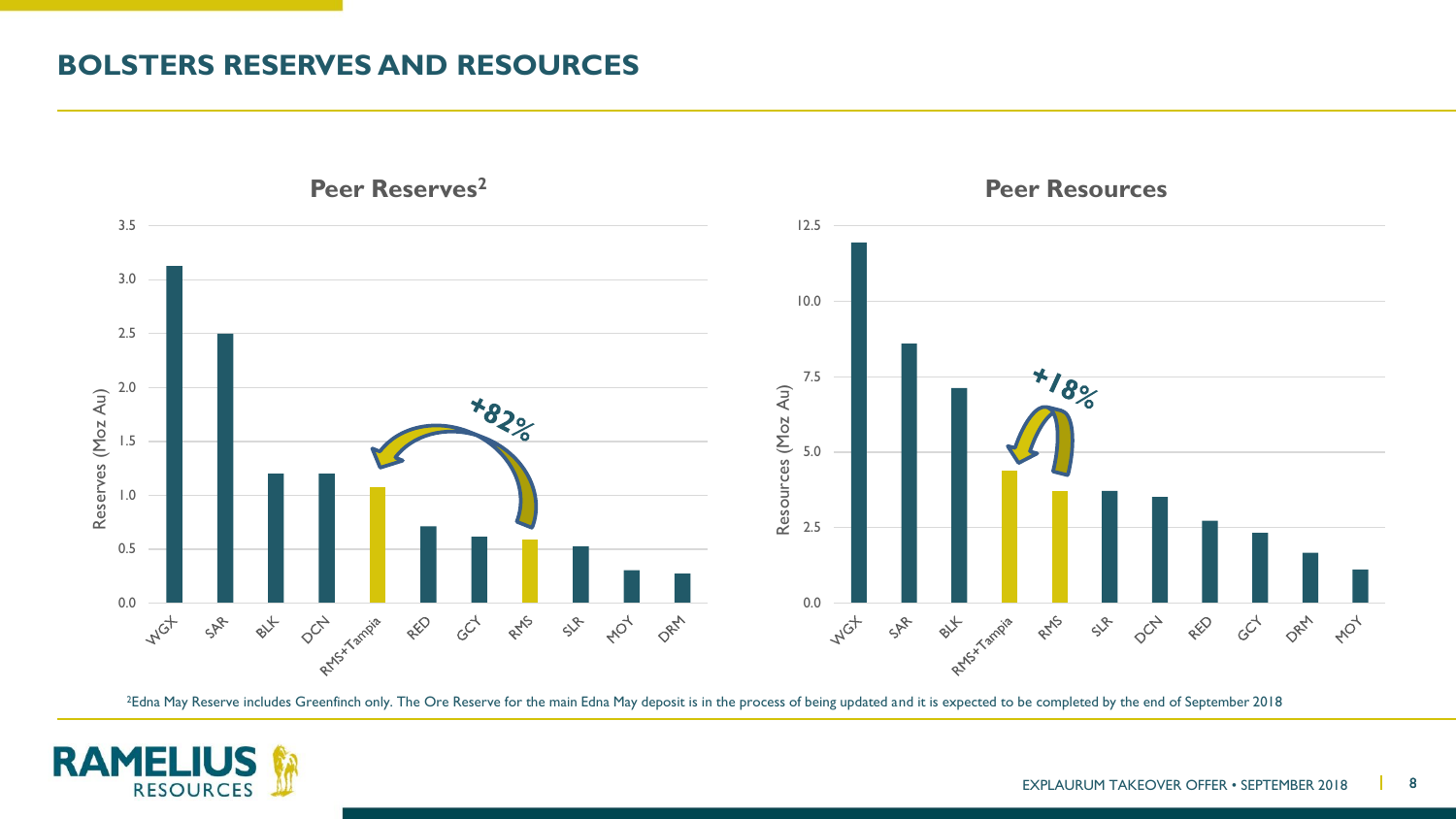# BOLSTERS RESERVES AND RESOURCES

## Peer Reserves[2]

| Company | Reserves (Moz Au) |
|---|---|
| WGX | 3.13 |
| SAR | 2.5 |
| BLK | 1.2 |
| DCN | 1.2 |
| RMS+Tampia | 1.08 |
| RED | 0.71 |
| GCY | 0.61 |
| RMS | 0.59 |
| SLR | 0.52 |
| MOY | 0.30 |
| DRM | 0.27 |

+82%

## Peer Resources

| Company | Resources (Moz Au) |
|---|---|
| WGX | 11.9 |
| SAR | 8.6 |
| BLK | 7.1 |
| RMS+Tampia | 4.4 |
| RMS | 3.7 |
| SLR | 3.7 |
| DCN | 3.5 |
| RED | 2.7 |
| GCY | 2.3 |
| DRM | 1.6 |
| MOY | 1.1 |

+18%

[2]Edna May Reserve includes Greenfinch only. The Ore Reserve for the main Edna May deposit is in the process of being updated and it is expected to be completed by the end of September 2018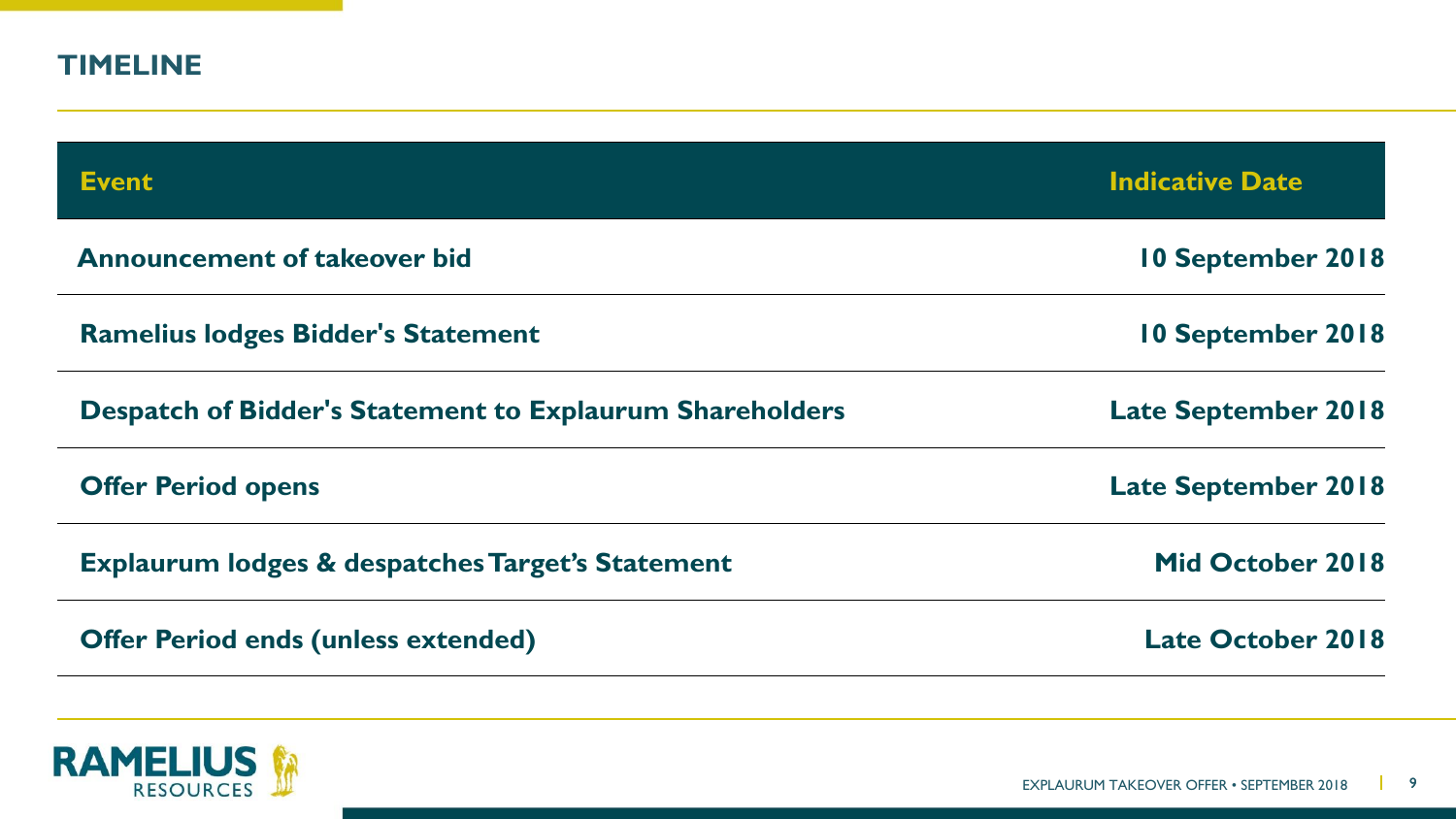## TIMELINE

| Event | Indicative Date |
| --- | --- |
| **Announcement of takeover bid** | **10 September 2018** |
| **Ramelius lodges Bidder's Statement** | **10 September 2018** |
| **Despatch of Bidder's Statement to Explaurum Shareholders** | **Late September 2018** |
| **Offer Period opens** | **Late September 2018** |
| **Explaurum lodges & despatches Target's Statement** | **Mid October 2018** |
| **Offer Period ends (unless extended)** | **Late October 2018** |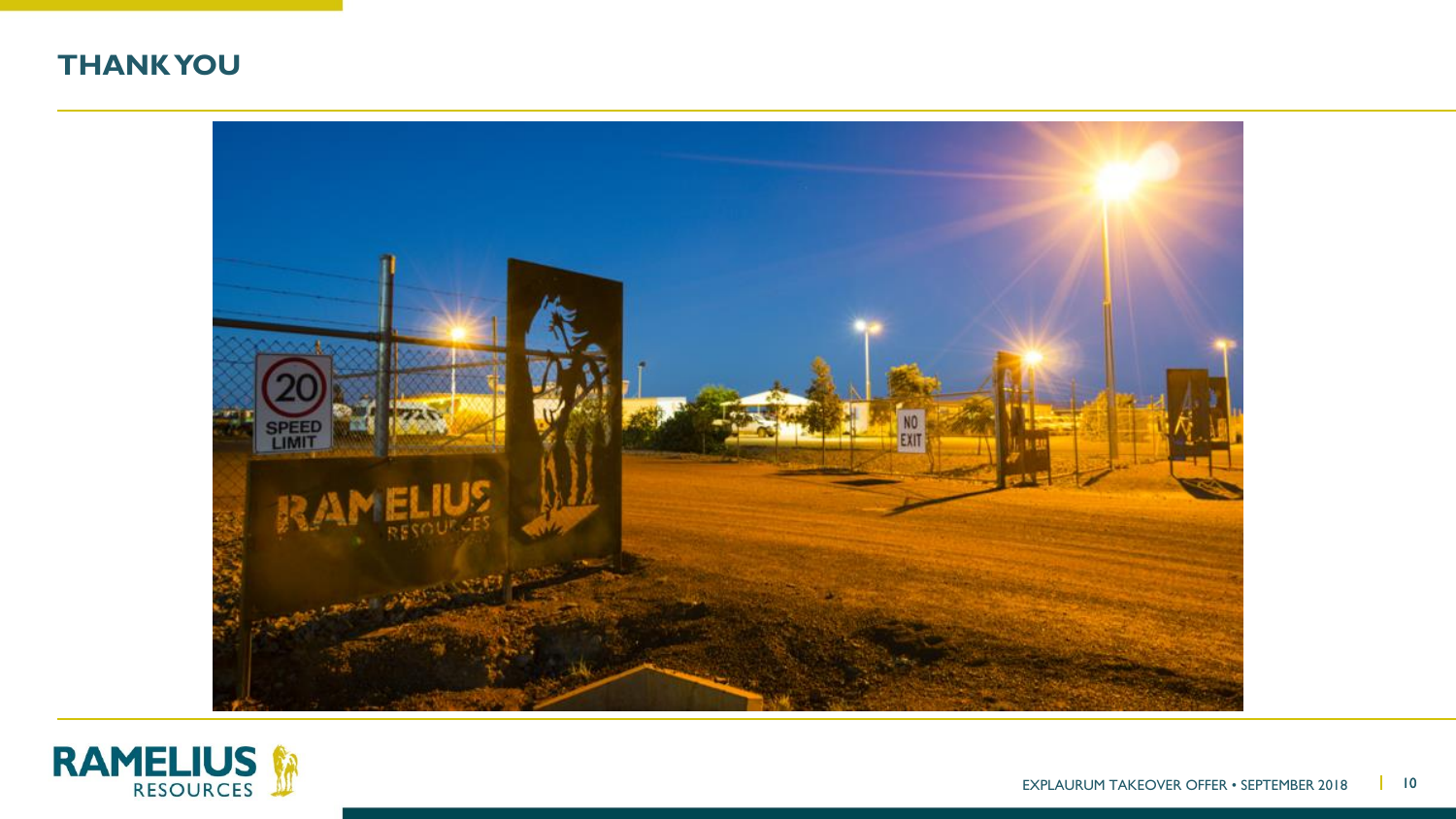## THANK YOU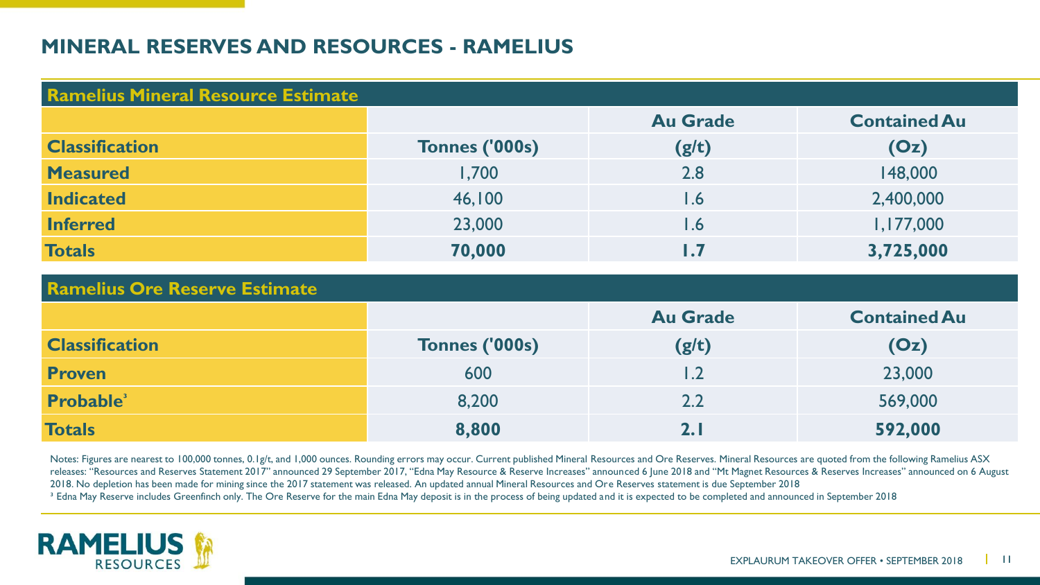# MINERAL RESERVES AND RESOURCES - RAMELIUS

| Ramelius Mineral Resource Estimate | | | |
|---|---|---|---|
| | | Au Grade | Contained Au |
| **Classification** | **Tonnes ('000s)** | **(g/t)** | **(Oz)** |
| **Measured** | 1,700 | 2.8 | 148,000 |
| **Indicated** | 46,100 | 1.6 | 2,400,000 |
| **Inferred** | 23,000 | 1.6 | 1,177,000 |
| **Totals** | **70,000** | **1.7** | **3,725,000** |

| Ramelius Ore Reserve Estimate | | | |
|---|---|---|---|
| | | Au Grade | Contained Au |
| **Classification** | **Tonnes ('000s)** | **(g/t)** | **(Oz)** |
| **Proven** | 600 | 1.2 | 23,000 |
| **Probable**[3] | 8,200 | 2.2 | 569,000 |
| **Totals** | **8,800** | **2.1** | **592,000** |

Notes: Figures are nearest to 100,000 tonnes, 0.1g/t, and 1,000 ounces. Rounding errors may occur. Current published Mineral Resources and Ore Reserves. Mineral Resources are quoted from the following Ramelius ASX releases: "Resources and Reserves Statement 2017" announced 29 September 2017, "Edna May Resource & Reserve Increases" announced 6 June 2018 and "Mt Magnet Resources & Reserves Increases" announced on 6 August 2018. No depletion has been made for mining since the 2017 statement was released. An updated annual Mineral Resources and Ore Reserves statement is due September 2018

[3] Edna May Reserve includes Greenfinch only. The Ore Reserve for the main Edna May deposit is in the process of being updated and it is expected to be completed and announced in September 2018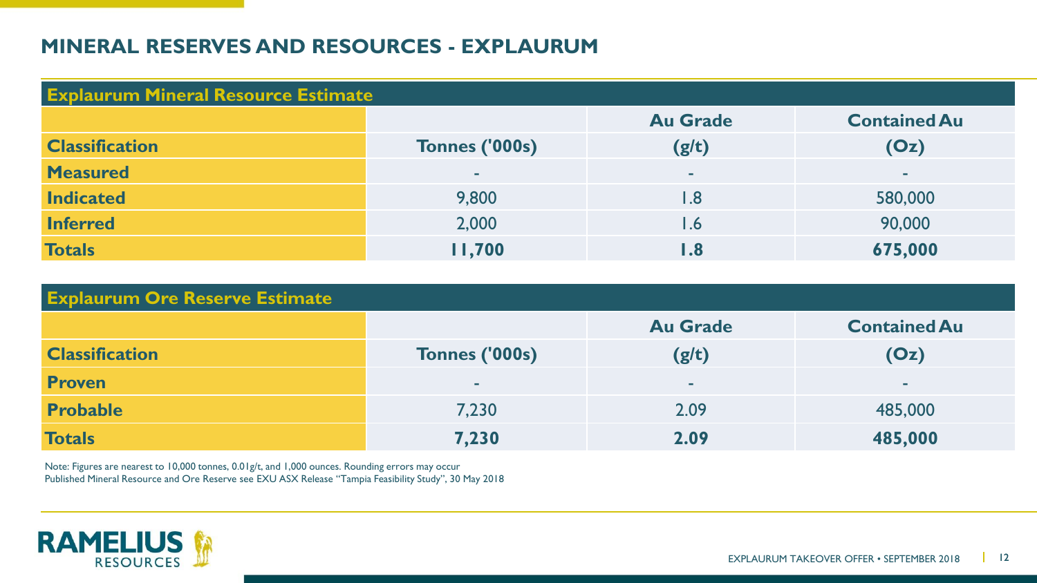# MINERAL RESERVES AND RESOURCES - EXPLAURUM

**Explaurum Mineral Resource Estimate**

| Classification | Tonnes ('000s) | Au Grade (g/t) | Contained Au (Oz) |
|---|---|---|---|
| Measured | - | - | - |
| Indicated | 9,800 | 1.8 | 580,000 |
| Inferred | 2,000 | 1.6 | 90,000 |
| **Totals** | **11,700** | **1.8** | **675,000** |

**Explaurum Ore Reserve Estimate**

| Classification | Tonnes ('000s) | Au Grade (g/t) | Contained Au (Oz) |
|---|---|---|---|
| Proven | - | - | - |
| Probable | 7,230 | 2.09 | 485,000 |
| **Totals** | **7,230** | **2.09** | **485,000** |

Note: Figures are nearest to 10,000 tonnes, 0.01g/t, and 1,000 ounces. Rounding errors may occur
Published Mineral Resource and Ore Reserve see EXU ASX Release "Tampia Feasibility Study", 30 May 2018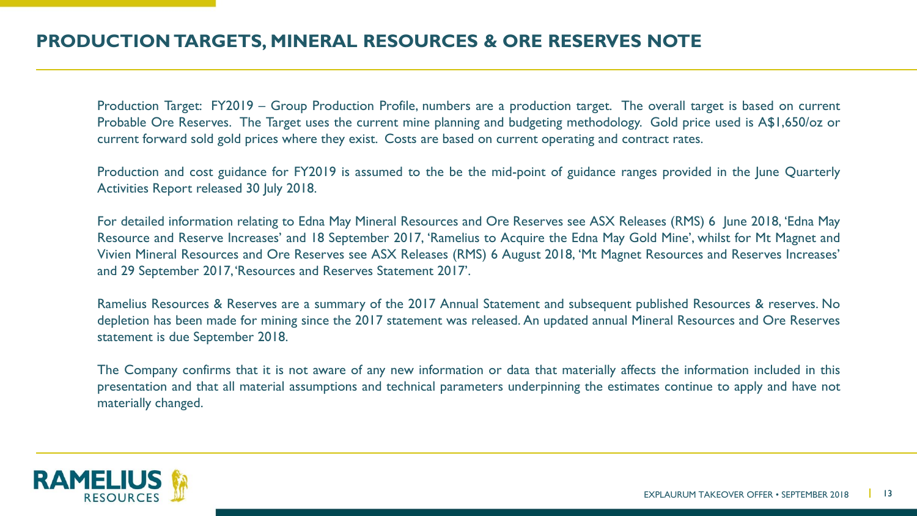# PRODUCTION TARGETS, MINERAL RESOURCES & ORE RESERVES NOTE

Production Target: FY2019 – Group Production Profile, numbers are a production target. The overall target is based on current Probable Ore Reserves. The Target uses the current mine planning and budgeting methodology. Gold price used is A$1,650/oz or current forward sold gold prices where they exist. Costs are based on current operating and contract rates.

Production and cost guidance for FY2019 is assumed to the be the mid-point of guidance ranges provided in the June Quarterly Activities Report released 30 July 2018.

For detailed information relating to Edna May Mineral Resources and Ore Reserves see ASX Releases (RMS) 6 June 2018, 'Edna May Resource and Reserve Increases' and 18 September 2017, 'Ramelius to Acquire the Edna May Gold Mine', whilst for Mt Magnet and Vivien Mineral Resources and Ore Reserves see ASX Releases (RMS) 6 August 2018, 'Mt Magnet Resources and Reserves Increases' and 29 September 2017, 'Resources and Reserves Statement 2017'.

Ramelius Resources & Reserves are a summary of the 2017 Annual Statement and subsequent published Resources & reserves. No depletion has been made for mining since the 2017 statement was released. An updated annual Mineral Resources and Ore Reserves statement is due September 2018.

The Company confirms that it is not aware of any new information or data that materially affects the information included in this presentation and that all material assumptions and technical parameters underpinning the estimates continue to apply and have not materially changed.